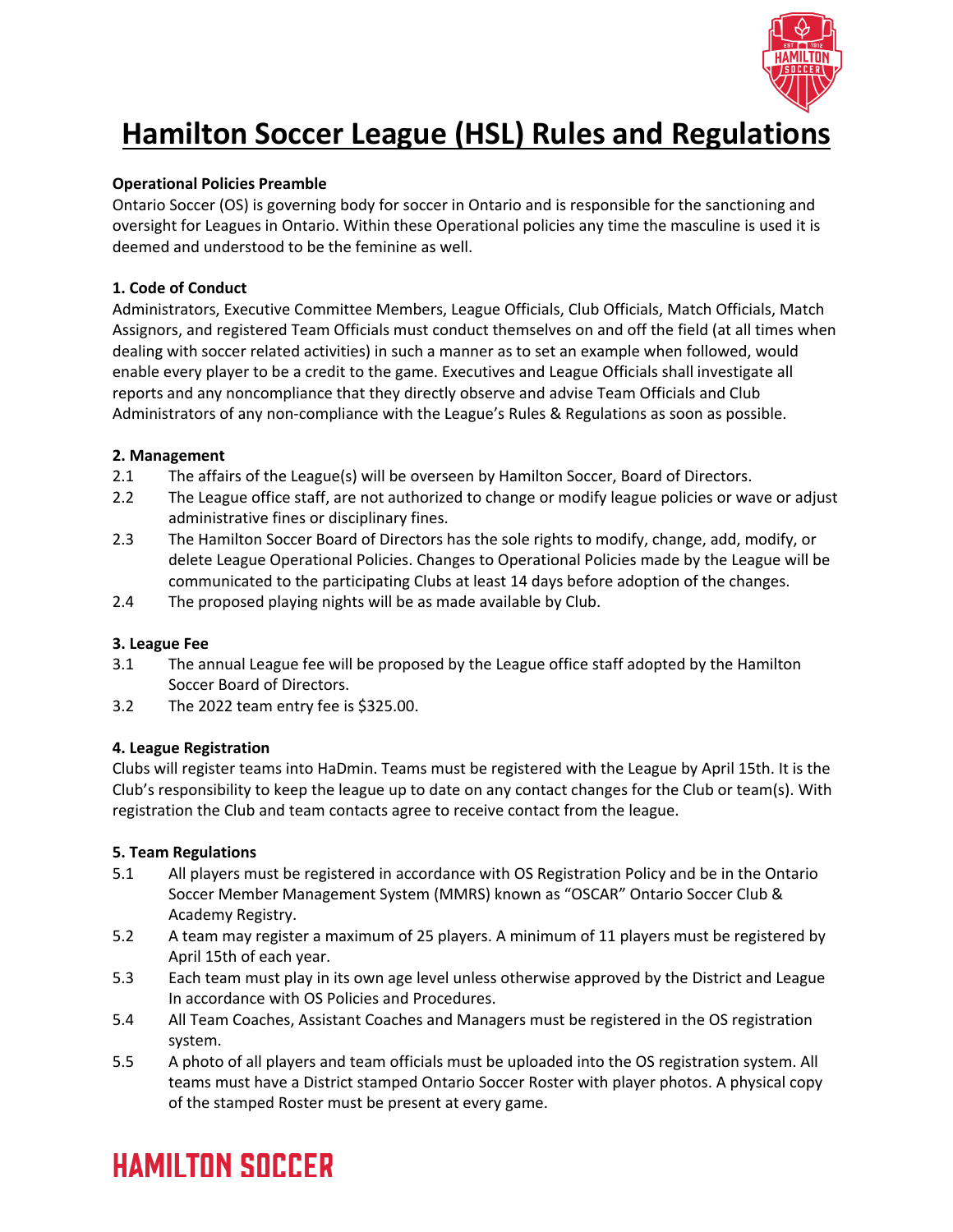# Hamilton Soccer League (HSL) Rules and Regulations

**Operational Policies Preamble**

Ontario Soccer (OS) is governing body for soccer in Ontario and is responsible for the sanctioning and oversight for Leagues in Ontario. Within these Operational policies any time the masculine is used it is deemed and understood to be the feminine as well.

**1. Code of Conduct**

Administrators, Executive Committee Members, League Officials, Club Officials, Match Officials, Match Assignors, and registered Team Officials must conduct themselves on and off the field (at all times when dealing with soccer related activities) in such a manner as to set an example when followed, would enable every player to be a credit to the game. Executives and League Officials shall investigate all reports and any noncompliance that they directly observe and advise Team Officials and Club Administrators of any non-compliance with the League's Rules & Regulations as soon as possible.

**2. Management**

2.1 The affairs of the League(s) will be overseen by Hamilton Soccer, Board of Directors.

2.2 The League office staff, are not authorized to change or modify league policies or wave or adjust administrative fines or disciplinary fines.

2.3 The Hamilton Soccer Board of Directors has the sole rights to modify, change, add, modify, or delete League Operational Policies. Changes to Operational Policies made by the League will be communicated to the participating Clubs at least 14 days before adoption of the changes.

2.4 The proposed playing nights will be as made available by Club.

**3. League Fee**

3.1 The annual League fee will be proposed by the League office staff adopted by the Hamilton Soccer Board of Directors.

3.2 The 2022 team entry fee is $325.00.

**4. League Registration**

Clubs will register teams into HaDmin. Teams must be registered with the League by April 15th. It is the Club's responsibility to keep the league up to date on any contact changes for the Club or team(s). With registration the Club and team contacts agree to receive contact from the league.

**5. Team Regulations**

5.1 All players must be registered in accordance with OS Registration Policy and be in the Ontario Soccer Member Management System (MMRS) known as "OSCAR" Ontario Soccer Club & Academy Registry.

5.2 A team may register a maximum of 25 players. A minimum of 11 players must be registered by April 15th of each year.

5.3 Each team must play in its own age level unless otherwise approved by the District and League In accordance with OS Policies and Procedures.

5.4 All Team Coaches, Assistant Coaches and Managers must be registered in the OS registration system.

5.5 A photo of all players and team officials must be uploaded into the OS registration system. All teams must have a District stamped Ontario Soccer Roster with player photos. A physical copy of the stamped Roster must be present at every game.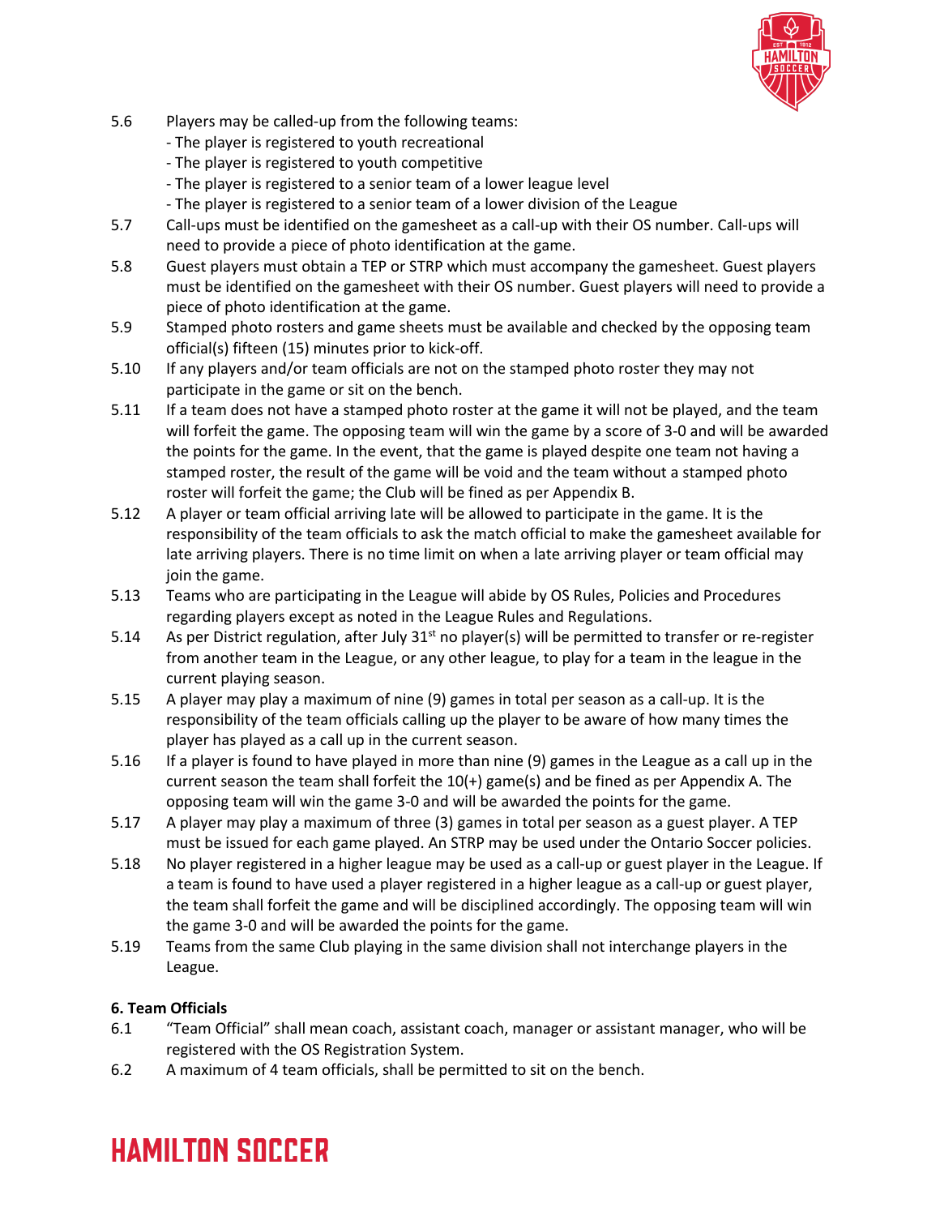5.6 Players may be called-up from the following teams:
- The player is registered to youth recreational
- The player is registered to youth competitive
- The player is registered to a senior team of a lower league level
- The player is registered to a senior team of a lower division of the League

5.7 Call-ups must be identified on the gamesheet as a call-up with their OS number. Call-ups will need to provide a piece of photo identification at the game.

5.8 Guest players must obtain a TEP or STRP which must accompany the gamesheet. Guest players must be identified on the gamesheet with their OS number. Guest players will need to provide a piece of photo identification at the game.

5.9 Stamped photo rosters and game sheets must be available and checked by the opposing team official(s) fifteen (15) minutes prior to kick-off.

5.10 If any players and/or team officials are not on the stamped photo roster they may not participate in the game or sit on the bench.

5.11 If a team does not have a stamped photo roster at the game it will not be played, and the team will forfeit the game. The opposing team will win the game by a score of 3-0 and will be awarded the points for the game. In the event, that the game is played despite one team not having a stamped roster, the result of the game will be void and the team without a stamped photo roster will forfeit the game; the Club will be fined as per Appendix B.

5.12 A player or team official arriving late will be allowed to participate in the game. It is the responsibility of the team officials to ask the match official to make the gamesheet available for late arriving players. There is no time limit on when a late arriving player or team official may join the game.

5.13 Teams who are participating in the League will abide by OS Rules, Policies and Procedures regarding players except as noted in the League Rules and Regulations.

5.14 As per District regulation, after July 31st no player(s) will be permitted to transfer or re-register from another team in the League, or any other league, to play for a team in the league in the current playing season.

5.15 A player may play a maximum of nine (9) games in total per season as a call-up. It is the responsibility of the team officials calling up the player to be aware of how many times the player has played as a call up in the current season.

5.16 If a player is found to have played in more than nine (9) games in the League as a call up in the current season the team shall forfeit the 10(+) game(s) and be fined as per Appendix A. The opposing team will win the game 3-0 and will be awarded the points for the game.

5.17 A player may play a maximum of three (3) games in total per season as a guest player. A TEP must be issued for each game played. An STRP may be used under the Ontario Soccer policies.

5.18 No player registered in a higher league may be used as a call-up or guest player in the League. If a team is found to have used a player registered in a higher league as a call-up or guest player, the team shall forfeit the game and will be disciplined accordingly. The opposing team will win the game 3-0 and will be awarded the points for the game.

5.19 Teams from the same Club playing in the same division shall not interchange players in the League.

**6. Team Officials**

6.1 "Team Official" shall mean coach, assistant coach, manager or assistant manager, who will be registered with the OS Registration System.

6.2 A maximum of 4 team officials, shall be permitted to sit on the bench.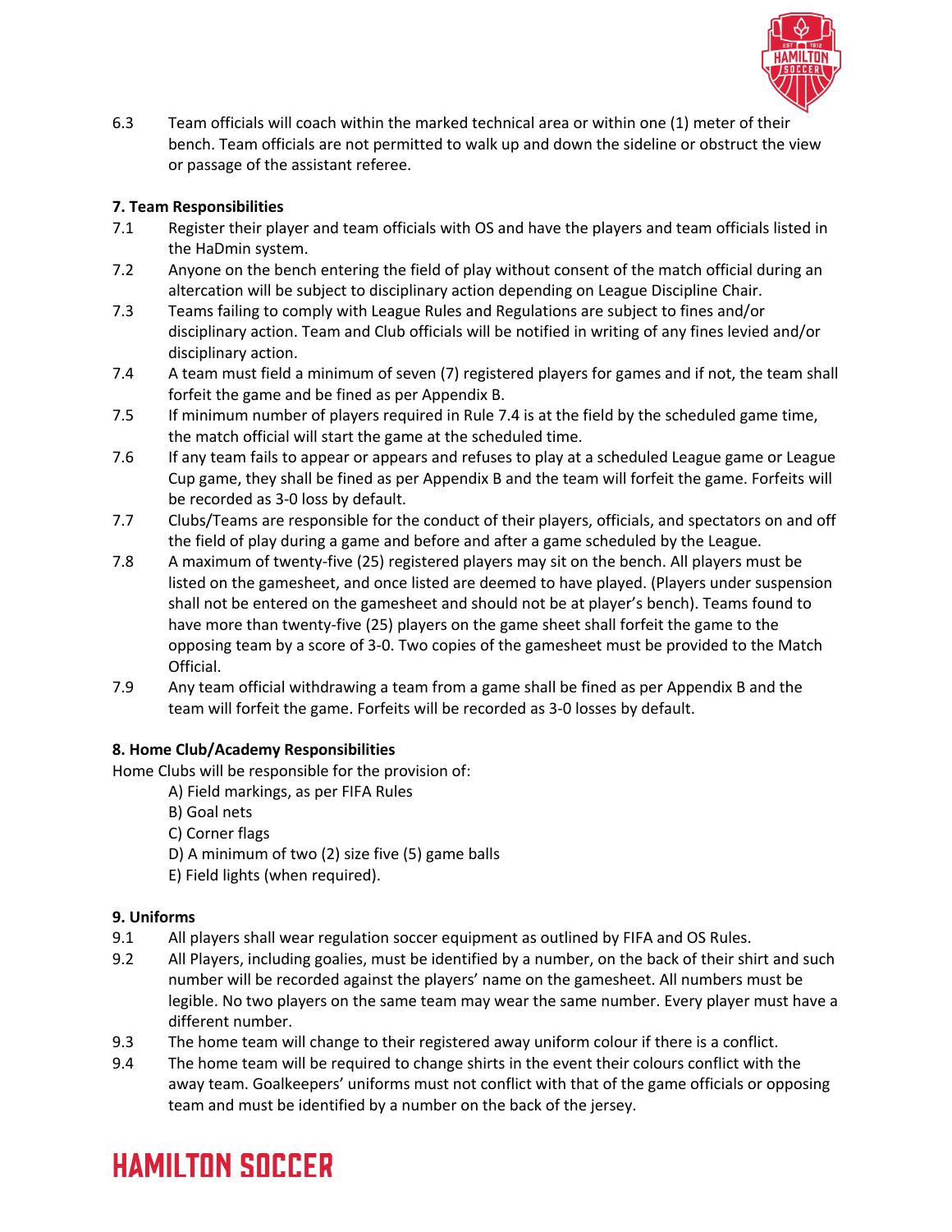6.3 Team officials will coach within the marked technical area or within one (1) meter of their bench. Team officials are not permitted to walk up and down the sideline or obstruct the view or passage of the assistant referee.

**7. Team Responsibilities**

7.1 Register their player and team officials with OS and have the players and team officials listed in the HaDmin system.

7.2 Anyone on the bench entering the field of play without consent of the match official during an altercation will be subject to disciplinary action depending on League Discipline Chair.

7.3 Teams failing to comply with League Rules and Regulations are subject to fines and/or disciplinary action. Team and Club officials will be notified in writing of any fines levied and/or disciplinary action.

7.4 A team must field a minimum of seven (7) registered players for games and if not, the team shall forfeit the game and be fined as per Appendix B.

7.5 If minimum number of players required in Rule 7.4 is at the field by the scheduled game time, the match official will start the game at the scheduled time.

7.6 If any team fails to appear or appears and refuses to play at a scheduled League game or League Cup game, they shall be fined as per Appendix B and the team will forfeit the game. Forfeits will be recorded as 3-0 loss by default.

7.7 Clubs/Teams are responsible for the conduct of their players, officials, and spectators on and off the field of play during a game and before and after a game scheduled by the League.

7.8 A maximum of twenty-five (25) registered players may sit on the bench. All players must be listed on the gamesheet, and once listed are deemed to have played. (Players under suspension shall not be entered on the gamesheet and should not be at player's bench). Teams found to have more than twenty-five (25) players on the game sheet shall forfeit the game to the opposing team by a score of 3-0. Two copies of the gamesheet must be provided to the Match Official.

7.9 Any team official withdrawing a team from a game shall be fined as per Appendix B and the team will forfeit the game. Forfeits will be recorded as 3-0 losses by default.

**8. Home Club/Academy Responsibilities**

Home Clubs will be responsible for the provision of:

A) Field markings, as per FIFA Rules
B) Goal nets
C) Corner flags
D) A minimum of two (2) size five (5) game balls
E) Field lights (when required).

**9. Uniforms**

9.1 All players shall wear regulation soccer equipment as outlined by FIFA and OS Rules.

9.2 All Players, including goalies, must be identified by a number, on the back of their shirt and such number will be recorded against the players' name on the gamesheet. All numbers must be legible. No two players on the same team may wear the same number. Every player must have a different number.

9.3 The home team will change to their registered away uniform colour if there is a conflict.

9.4 The home team will be required to change shirts in the event their colours conflict with the away team. Goalkeepers' uniforms must not conflict with that of the game officials or opposing team and must be identified by a number on the back of the jersey.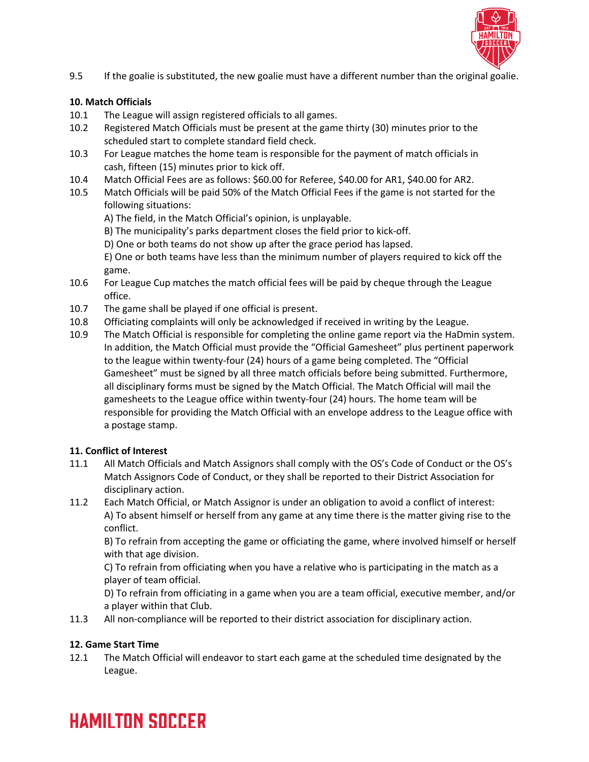9.5 If the goalie is substituted, the new goalie must have a different number than the original goalie.

**10. Match Officials**

10.1 The League will assign registered officials to all games.

10.2 Registered Match Officials must be present at the game thirty (30) minutes prior to the scheduled start to complete standard field check.

10.3 For League matches the home team is responsible for the payment of match officials in cash, fifteen (15) minutes prior to kick off.

10.4 Match Official Fees are as follows: $60.00 for Referee, $40.00 for AR1, $40.00 for AR2.

10.5 Match Officials will be paid 50% of the Match Official Fees if the game is not started for the following situations:

A) The field, in the Match Official's opinion, is unplayable.

B) The municipality's parks department closes the field prior to kick-off.

D) One or both teams do not show up after the grace period has lapsed.

E) One or both teams have less than the minimum number of players required to kick off the game.

10.6 For League Cup matches the match official fees will be paid by cheque through the League office.

10.7 The game shall be played if one official is present.

10.8 Officiating complaints will only be acknowledged if received in writing by the League.

10.9 The Match Official is responsible for completing the online game report via the HaDmin system. In addition, the Match Official must provide the "Official Gamesheet" plus pertinent paperwork to the league within twenty-four (24) hours of a game being completed. The "Official Gamesheet" must be signed by all three match officials before being submitted. Furthermore, all disciplinary forms must be signed by the Match Official. The Match Official will mail the gamesheets to the League office within twenty-four (24) hours. The home team will be responsible for providing the Match Official with an envelope address to the League office with a postage stamp.

**11. Conflict of Interest**

11.1 All Match Officials and Match Assignors shall comply with the OS's Code of Conduct or the OS's Match Assignors Code of Conduct, or they shall be reported to their District Association for disciplinary action.

11.2 Each Match Official, or Match Assignor is under an obligation to avoid a conflict of interest:

A) To absent himself or herself from any game at any time there is the matter giving rise to the conflict.

B) To refrain from accepting the game or officiating the game, where involved himself or herself with that age division.

C) To refrain from officiating when you have a relative who is participating in the match as a player of team official.

D) To refrain from officiating in a game when you are a team official, executive member, and/or a player within that Club.

11.3 All non-compliance will be reported to their district association for disciplinary action.

**12. Game Start Time**

12.1 The Match Official will endeavor to start each game at the scheduled time designated by the League.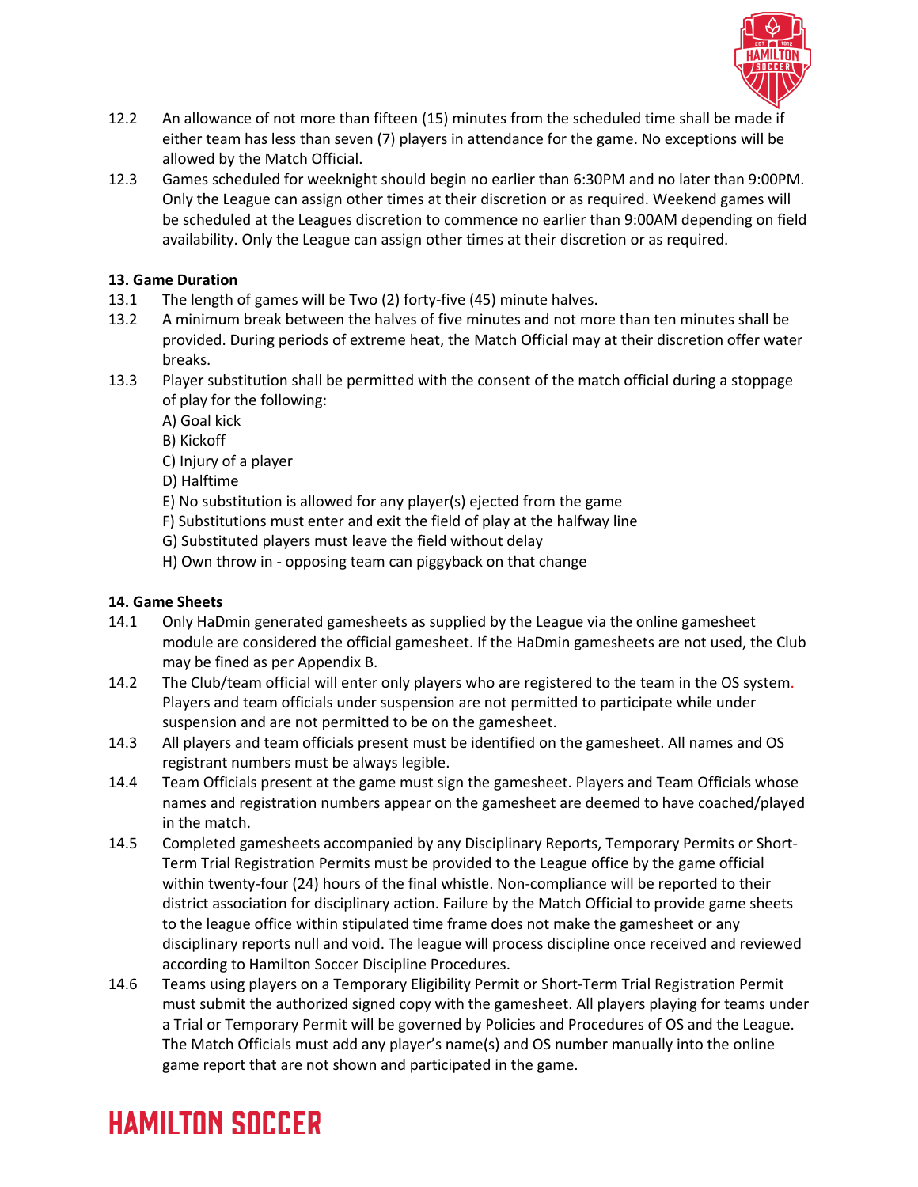12.2 An allowance of not more than fifteen (15) minutes from the scheduled time shall be made if either team has less than seven (7) players in attendance for the game. No exceptions will be allowed by the Match Official.

12.3 Games scheduled for weeknight should begin no earlier than 6:30PM and no later than 9:00PM. Only the League can assign other times at their discretion or as required. Weekend games will be scheduled at the Leagues discretion to commence no earlier than 9:00AM depending on field availability. Only the League can assign other times at their discretion or as required.

**13. Game Duration**

13.1 The length of games will be Two (2) forty-five (45) minute halves.

13.2 A minimum break between the halves of five minutes and not more than ten minutes shall be provided. During periods of extreme heat, the Match Official may at their discretion offer water breaks.

13.3 Player substitution shall be permitted with the consent of the match official during a stoppage of play for the following:

A) Goal kick
B) Kickoff
C) Injury of a player
D) Halftime
E) No substitution is allowed for any player(s) ejected from the game
F) Substitutions must enter and exit the field of play at the halfway line
G) Substituted players must leave the field without delay
H) Own throw in - opposing team can piggyback on that change

**14. Game Sheets**

14.1 Only HaDmin generated gamesheets as supplied by the League via the online gamesheet module are considered the official gamesheet. If the HaDmin gamesheets are not used, the Club may be fined as per Appendix B.

14.2 The Club/team official will enter only players who are registered to the team in the OS system. Players and team officials under suspension are not permitted to participate while under suspension and are not permitted to be on the gamesheet.

14.3 All players and team officials present must be identified on the gamesheet. All names and OS registrant numbers must be always legible.

14.4 Team Officials present at the game must sign the gamesheet. Players and Team Officials whose names and registration numbers appear on the gamesheet are deemed to have coached/played in the match.

14.5 Completed gamesheets accompanied by any Disciplinary Reports, Temporary Permits or Short-Term Trial Registration Permits must be provided to the League office by the game official within twenty-four (24) hours of the final whistle. Non-compliance will be reported to their district association for disciplinary action. Failure by the Match Official to provide game sheets to the league office within stipulated time frame does not make the gamesheet or any disciplinary reports null and void. The league will process discipline once received and reviewed according to Hamilton Soccer Discipline Procedures.

14.6 Teams using players on a Temporary Eligibility Permit or Short-Term Trial Registration Permit must submit the authorized signed copy with the gamesheet. All players playing for teams under a Trial or Temporary Permit will be governed by Policies and Procedures of OS and the League. The Match Officials must add any player's name(s) and OS number manually into the online game report that are not shown and participated in the game.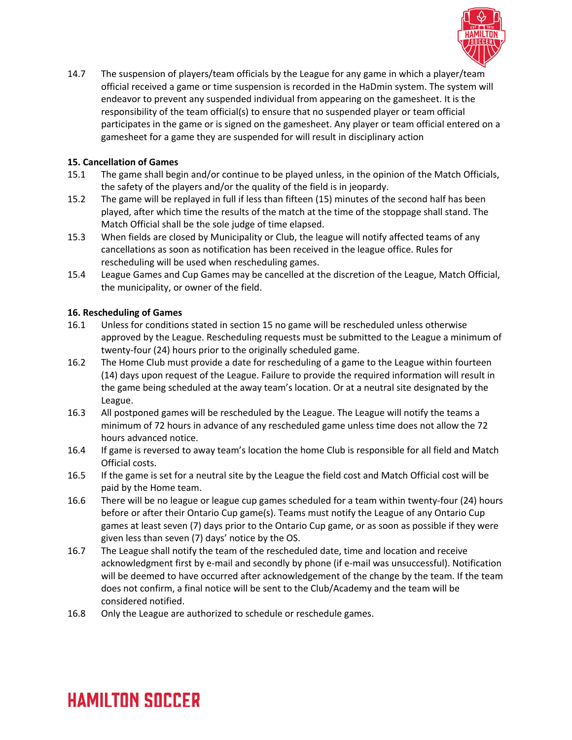14.7 The suspension of players/team officials by the League for any game in which a player/team official received a game or time suspension is recorded in the HaDmin system. The system will endeavor to prevent any suspended individual from appearing on the gamesheet. It is the responsibility of the team official(s) to ensure that no suspended player or team official participates in the game or is signed on the gamesheet. Any player or team official entered on a gamesheet for a game they are suspended for will result in disciplinary action

**15. Cancellation of Games**

15.1 The game shall begin and/or continue to be played unless, in the opinion of the Match Officials, the safety of the players and/or the quality of the field is in jeopardy.

15.2 The game will be replayed in full if less than fifteen (15) minutes of the second half has been played, after which time the results of the match at the time of the stoppage shall stand. The Match Official shall be the sole judge of time elapsed.

15.3 When fields are closed by Municipality or Club, the league will notify affected teams of any cancellations as soon as notification has been received in the league office. Rules for rescheduling will be used when rescheduling games.

15.4 League Games and Cup Games may be cancelled at the discretion of the League, Match Official, the municipality, or owner of the field.

**16. Rescheduling of Games**

16.1 Unless for conditions stated in section 15 no game will be rescheduled unless otherwise approved by the League. Rescheduling requests must be submitted to the League a minimum of twenty-four (24) hours prior to the originally scheduled game.

16.2 The Home Club must provide a date for rescheduling of a game to the League within fourteen (14) days upon request of the League. Failure to provide the required information will result in the game being scheduled at the away team's location. Or at a neutral site designated by the League.

16.3 All postponed games will be rescheduled by the League. The League will notify the teams a minimum of 72 hours in advance of any rescheduled game unless time does not allow the 72 hours advanced notice.

16.4 If game is reversed to away team's location the home Club is responsible for all field and Match Official costs.

16.5 If the game is set for a neutral site by the League the field cost and Match Official cost will be paid by the Home team.

16.6 There will be no league or league cup games scheduled for a team within twenty-four (24) hours before or after their Ontario Cup game(s). Teams must notify the League of any Ontario Cup games at least seven (7) days prior to the Ontario Cup game, or as soon as possible if they were given less than seven (7) days' notice by the OS.

16.7 The League shall notify the team of the rescheduled date, time and location and receive acknowledgment first by e-mail and secondly by phone (if e-mail was unsuccessful). Notification will be deemed to have occurred after acknowledgement of the change by the team. If the team does not confirm, a final notice will be sent to the Club/Academy and the team will be considered notified.

16.8 Only the League are authorized to schedule or reschedule games.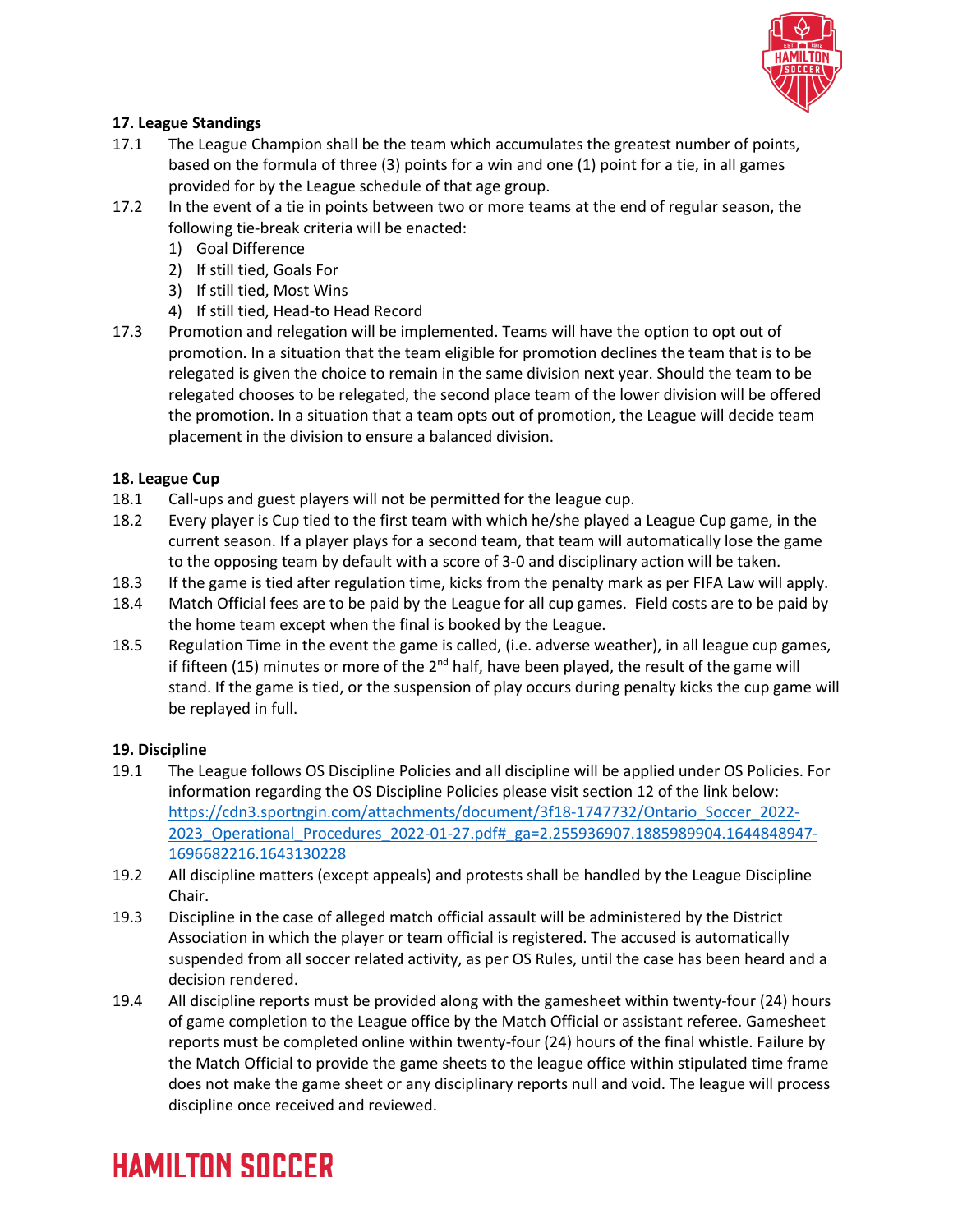**17. League Standings**

17.1 The League Champion shall be the team which accumulates the greatest number of points, based on the formula of three (3) points for a win and one (1) point for a tie, in all games provided for by the League schedule of that age group.

17.2 In the event of a tie in points between two or more teams at the end of regular season, the following tie-break criteria will be enacted:

1) Goal Difference
2) If still tied, Goals For
3) If still tied, Most Wins
4) If still tied, Head-to Head Record

17.3 Promotion and relegation will be implemented. Teams will have the option to opt out of promotion. In a situation that the team eligible for promotion declines the team that is to be relegated is given the choice to remain in the same division next year. Should the team to be relegated chooses to be relegated, the second place team of the lower division will be offered the promotion. In a situation that a team opts out of promotion, the League will decide team placement in the division to ensure a balanced division.

**18. League Cup**

18.1 Call-ups and guest players will not be permitted for the league cup.

18.2 Every player is Cup tied to the first team with which he/she played a League Cup game, in the current season. If a player plays for a second team, that team will automatically lose the game to the opposing team by default with a score of 3-0 and disciplinary action will be taken.

18.3 If the game is tied after regulation time, kicks from the penalty mark as per FIFA Law will apply.

18.4 Match Official fees are to be paid by the League for all cup games. Field costs are to be paid by the home team except when the final is booked by the League.

18.5 Regulation Time in the event the game is called, (i.e. adverse weather), in all league cup games, if fifteen (15) minutes or more of the 2nd half, have been played, the result of the game will stand. If the game is tied, or the suspension of play occurs during penalty kicks the cup game will be replayed in full.

**19. Discipline**

19.1 The League follows OS Discipline Policies and all discipline will be applied under OS Policies. For information regarding the OS Discipline Policies please visit section 12 of the link below: https://cdn3.sportngin.com/attachments/document/3f18-1747732/Ontario_Soccer_2022-2023_Operational_Procedures_2022-01-27.pdf#_ga=2.255936907.1885989904.1644848947-1696682216.1643130228

19.2 All discipline matters (except appeals) and protests shall be handled by the League Discipline Chair.

19.3 Discipline in the case of alleged match official assault will be administered by the District Association in which the player or team official is registered. The accused is automatically suspended from all soccer related activity, as per OS Rules, until the case has been heard and a decision rendered.

19.4 All discipline reports must be provided along with the gamesheet within twenty-four (24) hours of game completion to the League office by the Match Official or assistant referee. Gamesheet reports must be completed online within twenty-four (24) hours of the final whistle. Failure by the Match Official to provide the game sheets to the league office within stipulated time frame does not make the game sheet or any disciplinary reports null and void. The league will process discipline once received and reviewed.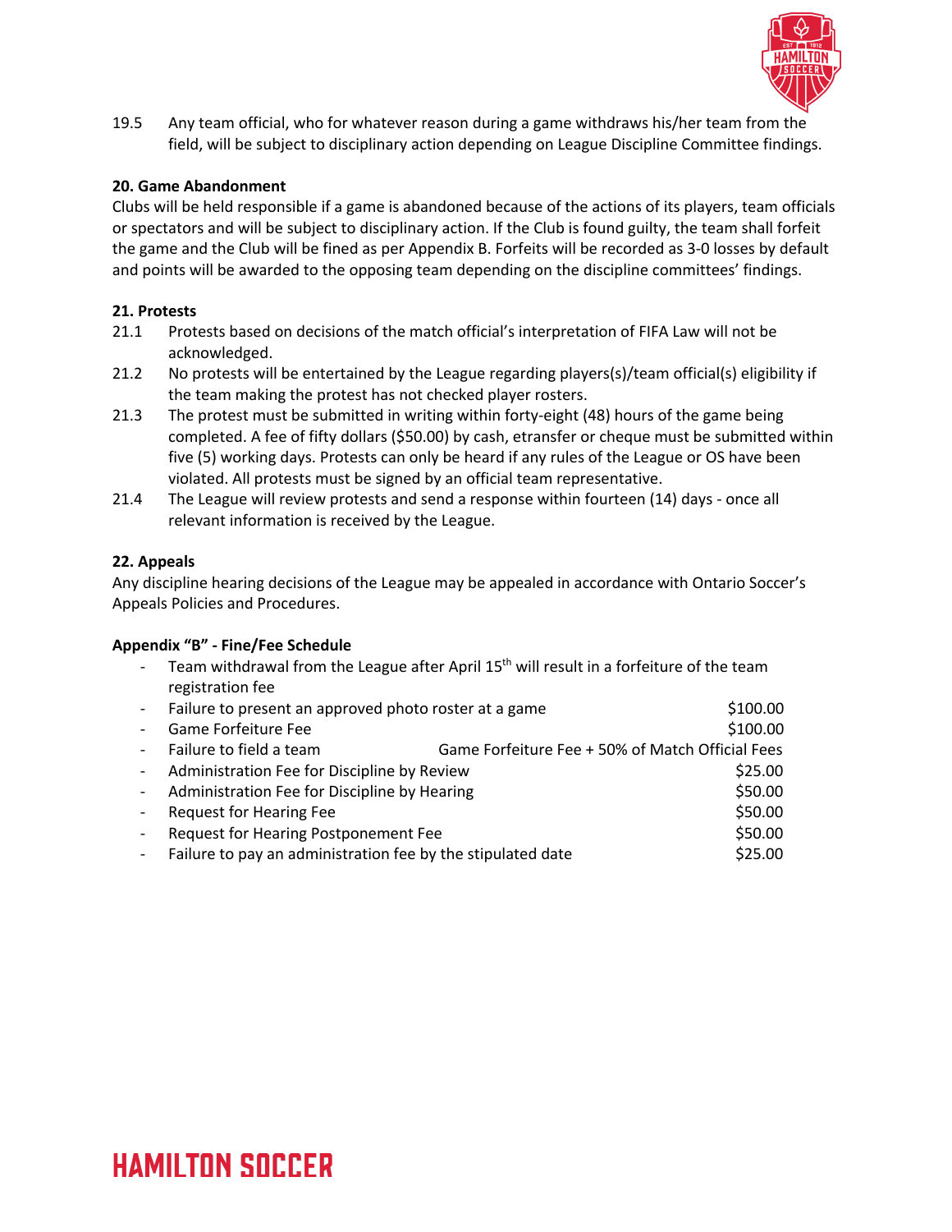19.5 Any team official, who for whatever reason during a game withdraws his/her team from the field, will be subject to disciplinary action depending on League Discipline Committee findings.

**20. Game Abandonment**

Clubs will be held responsible if a game is abandoned because of the actions of its players, team officials or spectators and will be subject to disciplinary action. If the Club is found guilty, the team shall forfeit the game and the Club will be fined as per Appendix B. Forfeits will be recorded as 3-0 losses by default and points will be awarded to the opposing team depending on the discipline committees' findings.

**21. Protests**

21.1 Protests based on decisions of the match official's interpretation of FIFA Law will not be acknowledged.

21.2 No protests will be entertained by the League regarding players(s)/team official(s) eligibility if the team making the protest has not checked player rosters.

21.3 The protest must be submitted in writing within forty-eight (48) hours of the game being completed. A fee of fifty dollars ($50.00) by cash, etransfer or cheque must be submitted within five (5) working days. Protests can only be heard if any rules of the League or OS have been violated. All protests must be signed by an official team representative.

21.4 The League will review protests and send a response within fourteen (14) days - once all relevant information is received by the League.

**22. Appeals**

Any discipline hearing decisions of the League may be appealed in accordance with Ontario Soccer's Appeals Policies and Procedures.

**Appendix "B" - Fine/Fee Schedule**

- Team withdrawal from the League after April 15th will result in a forfeiture of the team registration fee
- Failure to present an approved photo roster at a game $100.00
- Game Forfeiture Fee $100.00
- Failure to field a team Game Forfeiture Fee + 50% of Match Official Fees
- Administration Fee for Discipline by Review $25.00
- Administration Fee for Discipline by Hearing $50.00
- Request for Hearing Fee $50.00
- Request for Hearing Postponement Fee $50.00
- Failure to pay an administration fee by the stipulated date $25.00